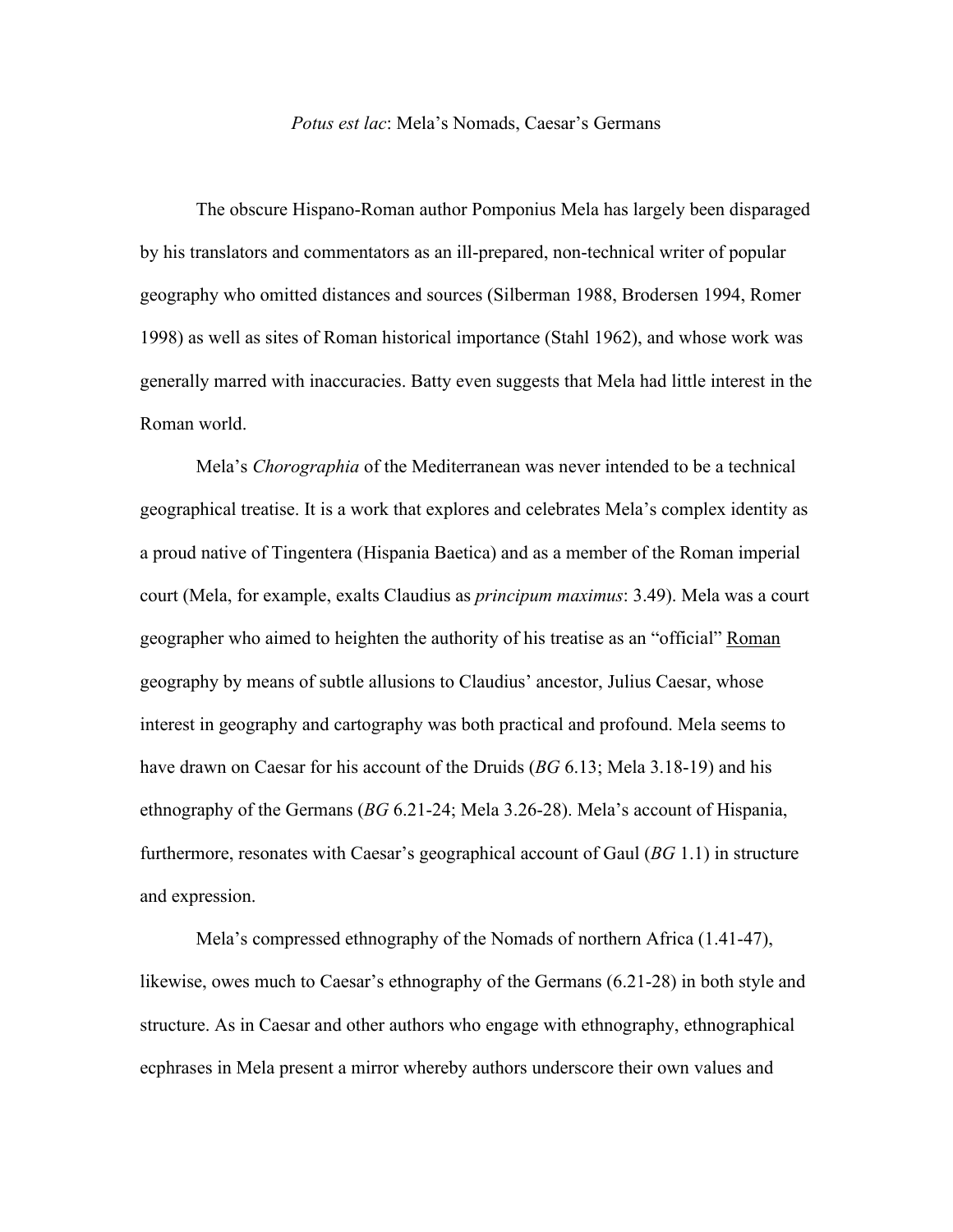*Potus est lac*: Mela's Nomads, Caesar's Germans

The obscure Hispano-Roman author Pomponius Mela has largely been disparaged by his translators and commentators as an ill-prepared, non-technical writer of popular geography who omitted distances and sources (Silberman 1988, Brodersen 1994, Romer 1998) as well as sites of Roman historical importance (Stahl 1962), and whose work was generally marred with inaccuracies. Batty even suggests that Mela had little interest in the Roman world.

Mela's *Chorographia* of the Mediterranean was never intended to be a technical geographical treatise. It is a work that explores and celebrates Mela's complex identity as a proud native of Tingentera (Hispania Baetica) and as a member of the Roman imperial court (Mela, for example, exalts Claudius as *principum maximus*: 3.49). Mela was a court geographer who aimed to heighten the authority of his treatise as an "official" <u>Roman</u> geography by means of subtle allusions to Claudius' ancestor, Julius Caesar, whose interest in geography and cartography was both practical and profound. Mela seems to have drawn on Caesar for his account of the Druids (*BG* 6.13; Mela 3.18-19) and his ethnography of the Germans (*BG* 6.21-24; Mela 3.26-28). Mela's account of Hispania, furthermore, resonates with Caesar's geographical account of Gaul (*BG* 1.1) in structure and expression.

Mela's compressed ethnography of the Nomads of northern Africa (1.41-47), likewise, owes much to Caesar's ethnography of the Germans (6.21-28) in both style and structure. As in Caesar and other authors who engage with ethnography, ethnographical ecphrases in Mela present a mirror whereby authors underscore their own values and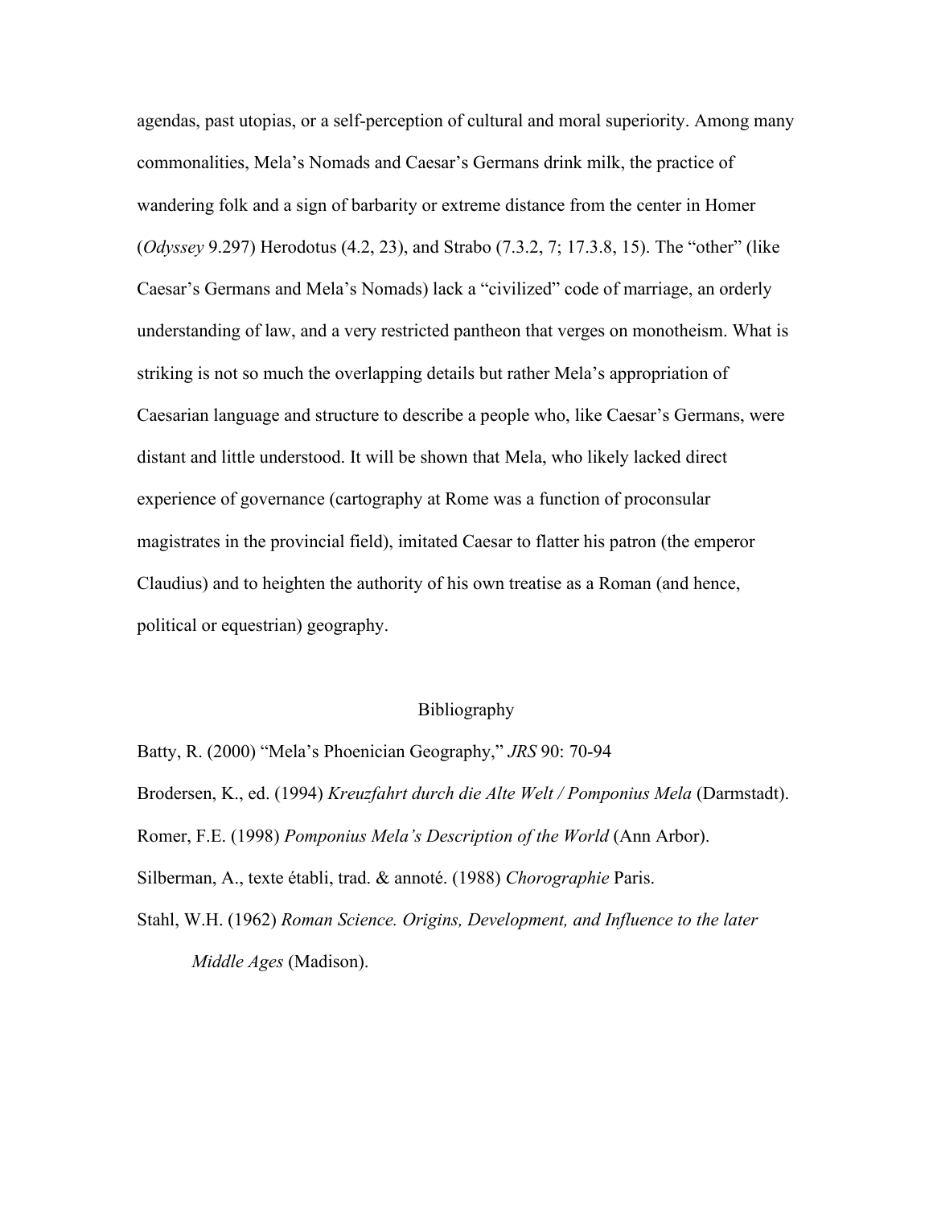agendas, past utopias, or a self-perception of cultural and moral superiority. Among many commonalities, Mela's Nomads and Caesar's Germans drink milk, the practice of wandering folk and a sign of barbarity or extreme distance from the center in Homer (*Odyssey* 9.297) Herodotus (4.2, 23), and Strabo (7.3.2, 7; 17.3.8, 15). The "other" (like Caesar's Germans and Mela's Nomads) lack a "civilized" code of marriage, an orderly understanding of law, and a very restricted pantheon that verges on monotheism. What is striking is not so much the overlapping details but rather Mela's appropriation of Caesarian language and structure to describe a people who, like Caesar's Germans, were distant and little understood. It will be shown that Mela, who likely lacked direct experience of governance (cartography at Rome was a function of proconsular magistrates in the provincial field), imitated Caesar to flatter his patron (the emperor Claudius) and to heighten the authority of his own treatise as a Roman (and hence, political or equestrian) geography.

## Bibliography

Batty, R. (2000) "Mela's Phoenician Geography," *JRS* 90: 70-94

Brodersen, K., ed. (1994) *Kreuzfahrt durch die Alte Welt / Pomponius Mela* (Darmstadt).

Romer, F.E. (1998) *Pomponius Mela's Description of the World* (Ann Arbor).

Silberman, A., texte établi, trad. & annoté. (1988) *Chorographie* Paris.

Stahl, W.H. (1962) *Roman Science. Origins, Development, and Influence to the later Middle Ages* (Madison).